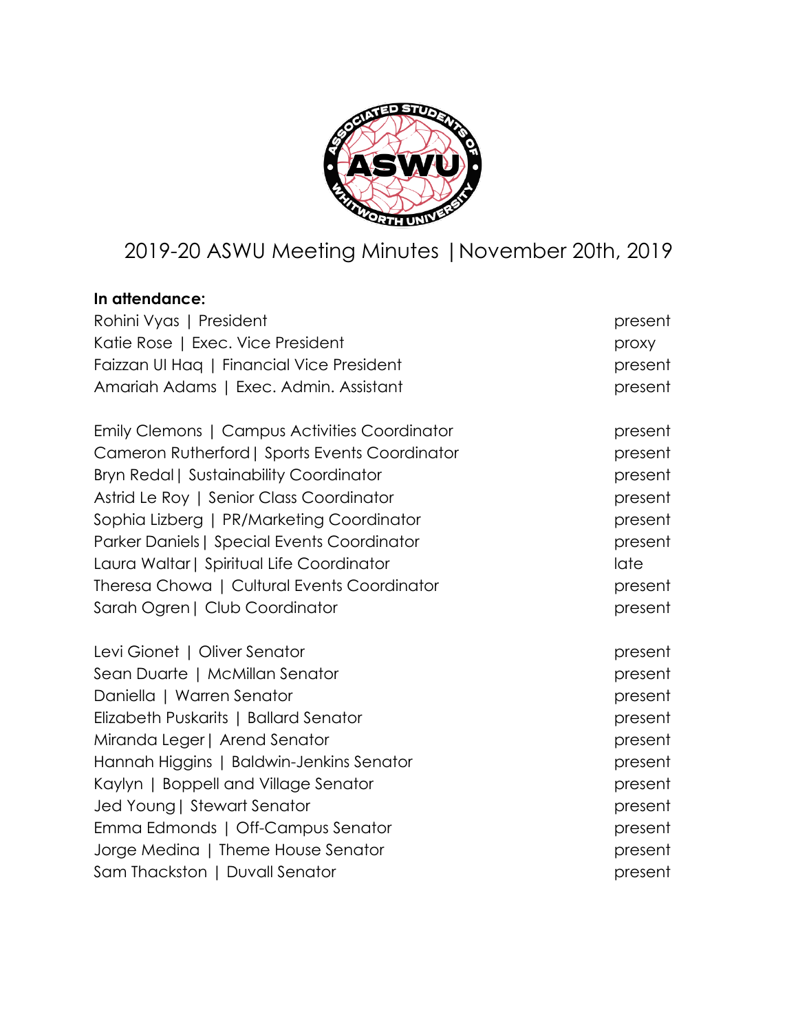# 2019-20 ASWU Meeting Minutes | November 20th, 2019

**In attendance:**

| | |
|---|---|
| Rohini Vyas \| President | present |
| Katie Rose \| Exec. Vice President | proxy |
| Faizzan Ul Haq \| Financial Vice President | present |
| Amariah Adams \| Exec. Admin. Assistant | present |
| | |
| Emily Clemons \| Campus Activities Coordinator | present |
| Cameron Rutherford \| Sports Events Coordinator | present |
| Bryn Redal \| Sustainability Coordinator | present |
| Astrid Le Roy \| Senior Class Coordinator | present |
| Sophia Lizberg \| PR/Marketing Coordinator | present |
| Parker Daniels \| Special Events Coordinator | present |
| Laura Waltar \| Spiritual Life Coordinator | late |
| Theresa Chowa \| Cultural Events Coordinator | present |
| Sarah Ogren \| Club Coordinator | present |
| | |
| Levi Gionet \| Oliver Senator | present |
| Sean Duarte \| McMillan Senator | present |
| Daniella \| Warren Senator | present |
| Elizabeth Puskarits \| Ballard Senator | present |
| Miranda Leger \| Arend Senator | present |
| Hannah Higgins \| Baldwin-Jenkins Senator | present |
| Kaylyn \| Boppell and Village Senator | present |
| Jed Young \| Stewart Senator | present |
| Emma Edmonds \| Off-Campus Senator | present |
| Jorge Medina \| Theme House Senator | present |
| Sam Thackston \| Duvall Senator | present |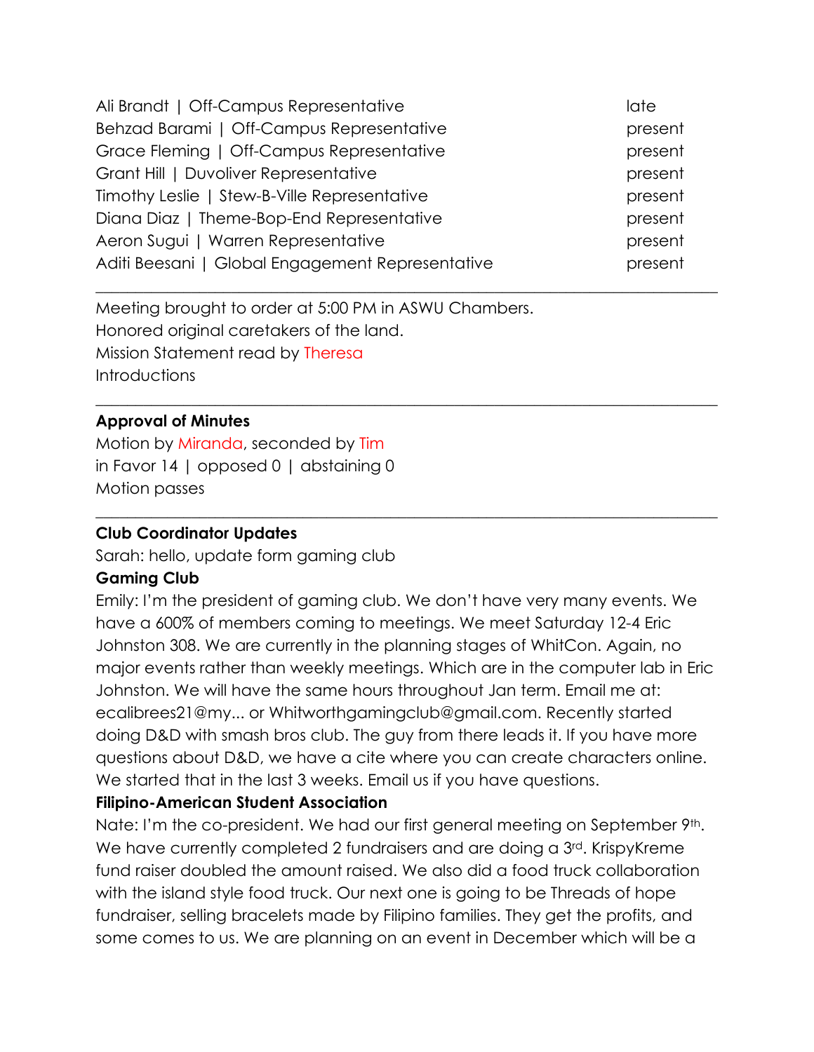| | |
|---|---|
| Ali Brandt \| Off-Campus Representative | late |
| Behzad Barami \| Off-Campus Representative | present |
| Grace Fleming \| Off-Campus Representative | present |
| Grant Hill \| Duvoliver Representative | present |
| Timothy Leslie \| Stew-B-Ville Representative | present |
| Diana Diaz \| Theme-Bop-End Representative | present |
| Aeron Sugui \| Warren Representative | present |
| Aditi Beesani \| Global Engagement Representative | present |

---

Meeting brought to order at 5:00 PM in ASWU Chambers.
Honored original caretakers of the land.
Mission Statement read by Theresa
Introductions

---

**Approval of Minutes**
Motion by Miranda, seconded by Tim
in Favor 14 | opposed 0 | abstaining 0
Motion passes

---

**Club Coordinator Updates**
Sarah: hello, update form gaming club

**Gaming Club**
Emily: I'm the president of gaming club. We don't have very many events. We have a 600% of members coming to meetings. We meet Saturday 12-4 Eric Johnston 308. We are currently in the planning stages of WhitCon. Again, no major events rather than weekly meetings. Which are in the computer lab in Eric Johnston. We will have the same hours throughout Jan term. Email me at: ecalibrees21@my... or Whitworthgamingclub@gmail.com. Recently started doing D&D with smash bros club. The guy from there leads it. If you have more questions about D&D, we have a cite where you can create characters online. We started that in the last 3 weeks. Email us if you have questions.

**Filipino-American Student Association**
Nate: I'm the co-president. We had our first general meeting on September 9th. We have currently completed 2 fundraisers and are doing a 3rd. KrispyKreme fund raiser doubled the amount raised. We also did a food truck collaboration with the island style food truck. Our next one is going to be Threads of hope fundraiser, selling bracelets made by Filipino families. They get the profits, and some comes to us. We are planning on an event in December which will be a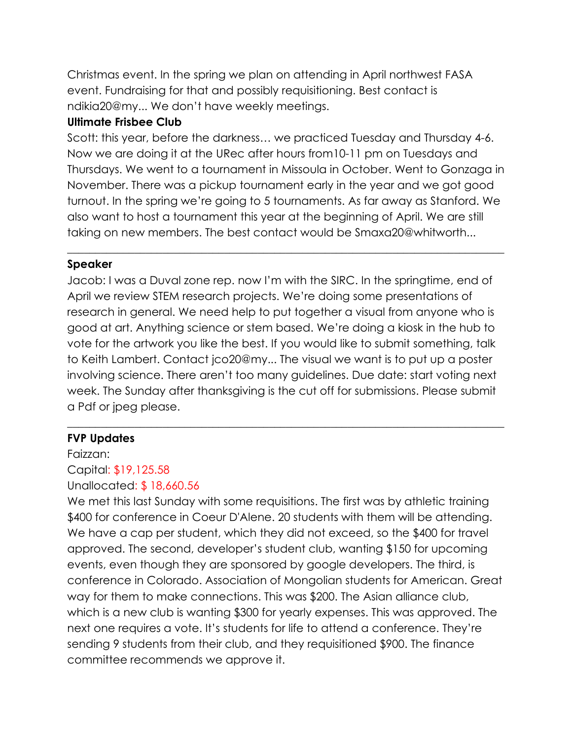Christmas event. In the spring we plan on attending in April northwest FASA event. Fundraising for that and possibly requisitioning. Best contact is ndikia20@my... We don't have weekly meetings.

**Ultimate Frisbee Club**

Scott: this year, before the darkness… we practiced Tuesday and Thursday 4-6. Now we are doing it at the URec after hours from10-11 pm on Tuesdays and Thursdays. We went to a tournament in Missoula in October. Went to Gonzaga in November. There was a pickup tournament early in the year and we got good turnout. In the spring we're going to 5 tournaments. As far away as Stanford. We also want to host a tournament this year at the beginning of April. We are still taking on new members. The best contact would be Smaxa20@whitworth...

---

**Speaker**

Jacob: I was a Duval zone rep. now I'm with the SIRC. In the springtime, end of April we review STEM research projects. We're doing some presentations of research in general. We need help to put together a visual from anyone who is good at art. Anything science or stem based. We're doing a kiosk in the hub to vote for the artwork you like the best. If you would like to submit something, talk to Keith Lambert. Contact jco20@my... The visual we want is to put up a poster involving science. There aren't too many guidelines. Due date: start voting next week. The Sunday after thanksgiving is the cut off for submissions. Please submit a Pdf or jpeg please.

---

**FVP Updates**

Faizzan:

Capital: $19,125.58

Unallocated: $ 18,660.56

We met this last Sunday with some requisitions. The first was by athletic training $400 for conference in Coeur D'Alene. 20 students with them will be attending. We have a cap per student, which they did not exceed, so the $400 for travel approved. The second, developer's student club, wanting $150 for upcoming events, even though they are sponsored by google developers. The third, is conference in Colorado. Association of Mongolian students for American. Great way for them to make connections. This was $200. The Asian alliance club, which is a new club is wanting $300 for yearly expenses. This was approved. The next one requires a vote. It's students for life to attend a conference. They're sending 9 students from their club, and they requisitioned $900. The finance committee recommends we approve it.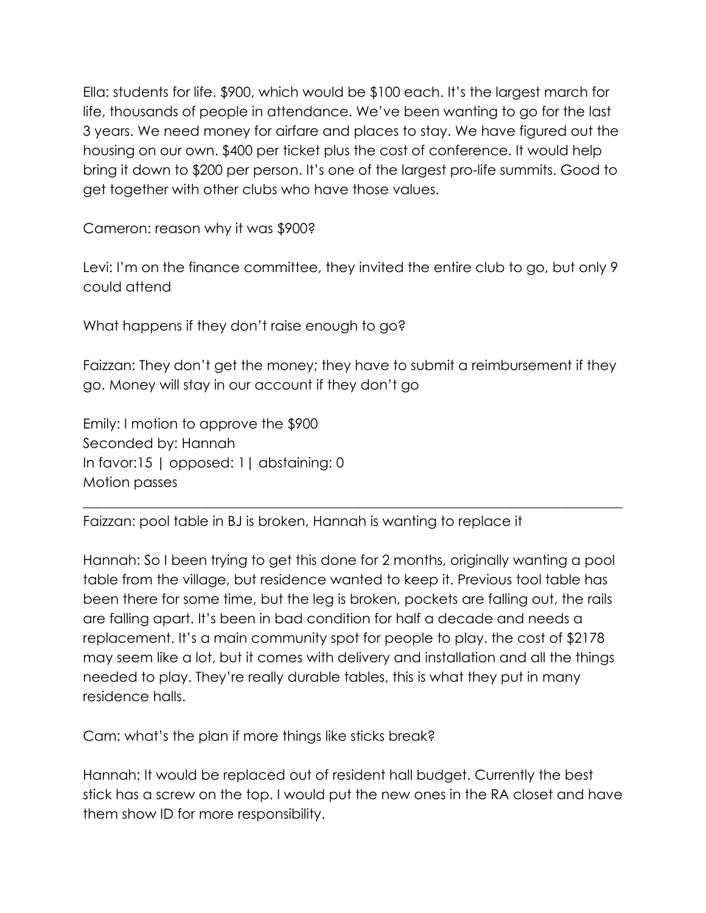Ella: students for life. $900, which would be $100 each. It's the largest march for life, thousands of people in attendance. We've been wanting to go for the last 3 years. We need money for airfare and places to stay. We have figured out the housing on our own. $400 per ticket plus the cost of conference. It would help bring it down to $200 per person. It's one of the largest pro-life summits. Good to get together with other clubs who have those values.

Cameron: reason why it was $900?

Levi: I'm on the finance committee, they invited the entire club to go, but only 9 could attend

What happens if they don't raise enough to go?

Faizzan: They don't get the money; they have to submit a reimbursement if they go. Money will stay in our account if they don't go

Emily: I motion to approve the $900
Seconded by: Hannah
In favor:15 | opposed: 1| abstaining: 0
Motion passes

---

Faizzan: pool table in BJ is broken, Hannah is wanting to replace it

Hannah: So I been trying to get this done for 2 months, originally wanting a pool table from the village, but residence wanted to keep it. Previous tool table has been there for some time, but the leg is broken, pockets are falling out, the rails are falling apart. It's been in bad condition for half a decade and needs a replacement. It's a main community spot for people to play. the cost of $2178 may seem like a lot, but it comes with delivery and installation and all the things needed to play. They're really durable tables, this is what they put in many residence halls.

Cam: what's the plan if more things like sticks break?

Hannah: It would be replaced out of resident hall budget. Currently the best stick has a screw on the top. I would put the new ones in the RA closet and have them show ID for more responsibility.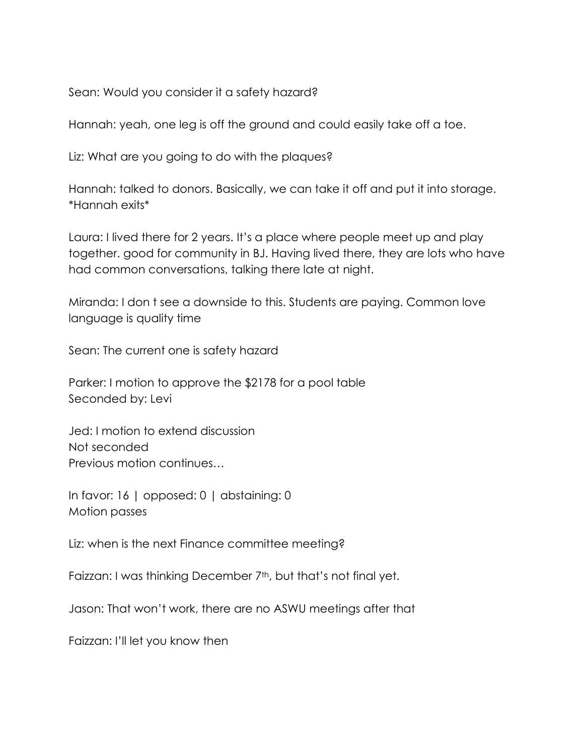Sean: Would you consider it a safety hazard?

Hannah: yeah, one leg is off the ground and could easily take off a toe.

Liz: What are you going to do with the plaques?

Hannah: talked to donors. Basically, we can take it off and put it into storage.
*Hannah exits*

Laura: I lived there for 2 years. It's a place where people meet up and play together. good for community in BJ. Having lived there, they are lots who have had common conversations, talking there late at night.

Miranda: I don t see a downside to this. Students are paying. Common love language is quality time

Sean: The current one is safety hazard

Parker: I motion to approve the $2178 for a pool table
Seconded by: Levi

Jed: I motion to extend discussion
Not seconded
Previous motion continues…

In favor: 16 | opposed: 0 | abstaining: 0
Motion passes

Liz: when is the next Finance committee meeting?

Faizzan: I was thinking December 7th, but that's not final yet.

Jason: That won't work, there are no ASWU meetings after that

Faizzan: I'll let you know then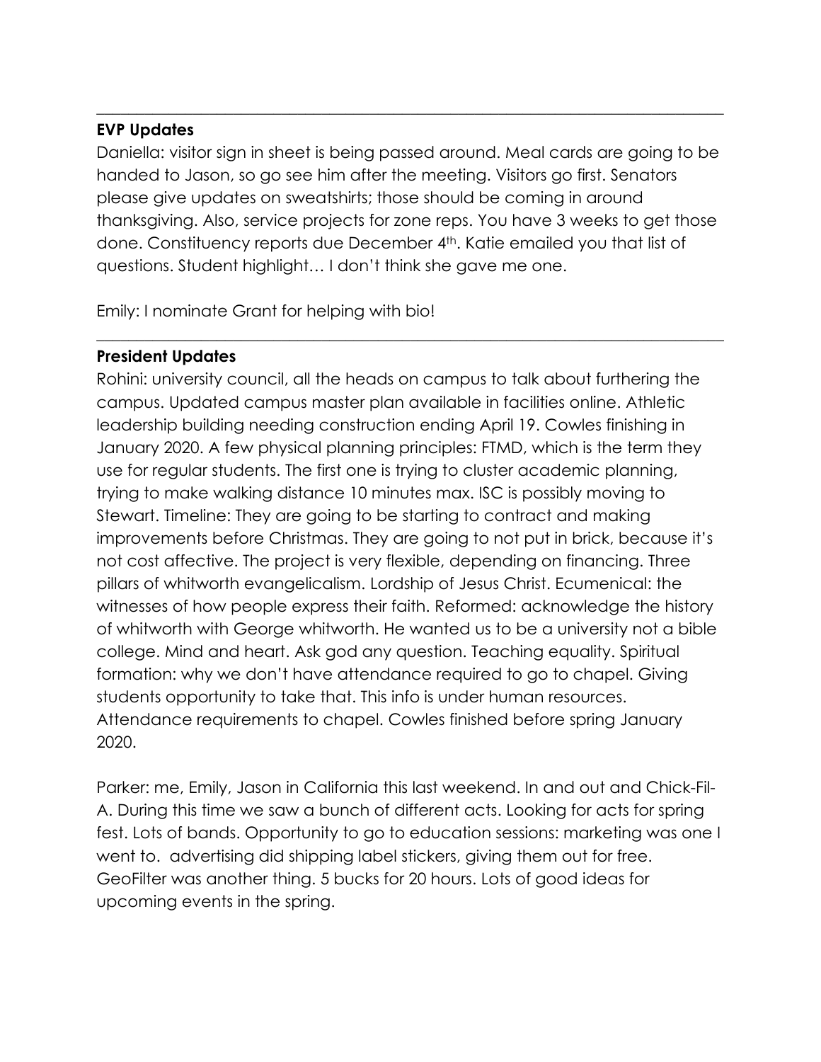---

**EVP Updates**

Daniella: visitor sign in sheet is being passed around. Meal cards are going to be handed to Jason, so go see him after the meeting. Visitors go first. Senators please give updates on sweatshirts; those should be coming in around thanksgiving. Also, service projects for zone reps. You have 3 weeks to get those done. Constituency reports due December 4th. Katie emailed you that list of questions. Student highlight… I don't think she gave me one.

Emily: I nominate Grant for helping with bio!

---

**President Updates**

Rohini: university council, all the heads on campus to talk about furthering the campus. Updated campus master plan available in facilities online. Athletic leadership building needing construction ending April 19. Cowles finishing in January 2020. A few physical planning principles: FTMD, which is the term they use for regular students. The first one is trying to cluster academic planning, trying to make walking distance 10 minutes max. ISC is possibly moving to Stewart. Timeline: They are going to be starting to contract and making improvements before Christmas. They are going to not put in brick, because it's not cost affective. The project is very flexible, depending on financing. Three pillars of whitworth evangelicalism. Lordship of Jesus Christ. Ecumenical: the witnesses of how people express their faith. Reformed: acknowledge the history of whitworth with George whitworth. He wanted us to be a university not a bible college. Mind and heart. Ask god any question. Teaching equality. Spiritual formation: why we don't have attendance required to go to chapel. Giving students opportunity to take that. This info is under human resources. Attendance requirements to chapel. Cowles finished before spring January 2020.

Parker: me, Emily, Jason in California this last weekend. In and out and Chick-Fil-A. During this time we saw a bunch of different acts. Looking for acts for spring fest. Lots of bands. Opportunity to go to education sessions: marketing was one I went to. advertising did shipping label stickers, giving them out for free. GeoFilter was another thing. 5 bucks for 20 hours. Lots of good ideas for upcoming events in the spring.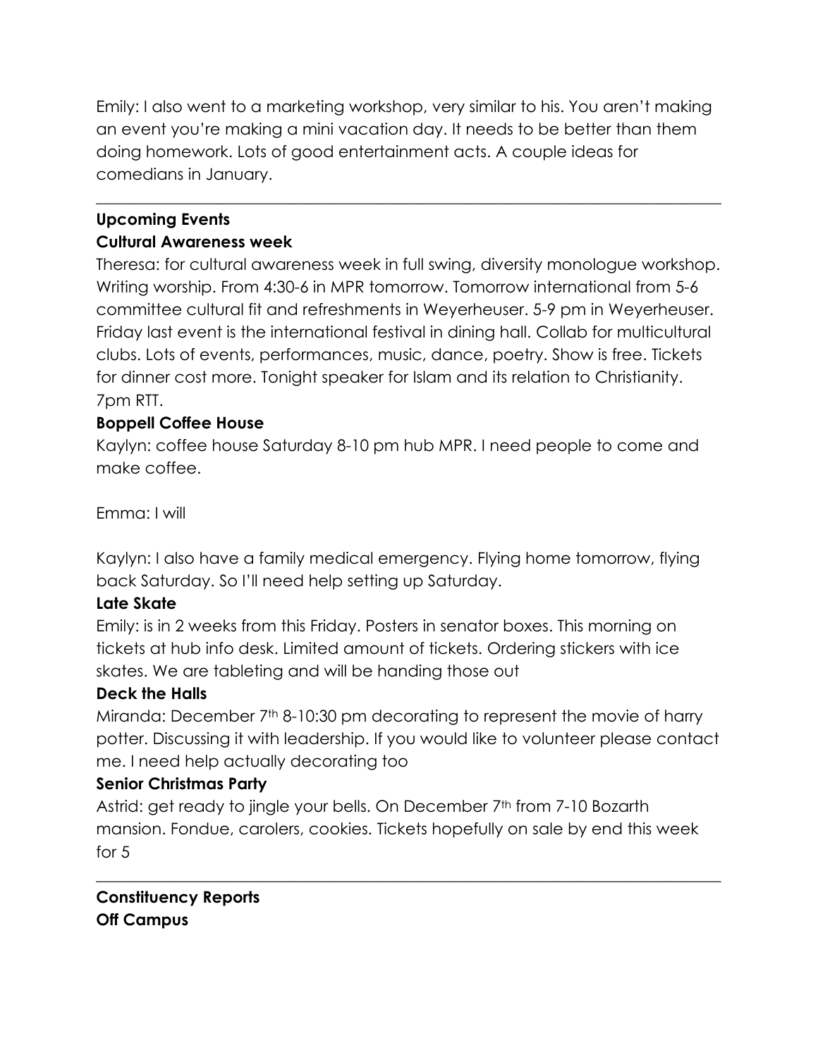Emily: I also went to a marketing workshop, very similar to his. You aren't making an event you're making a mini vacation day. It needs to be better than them doing homework. Lots of good entertainment acts. A couple ideas for comedians in January.

---

**Upcoming Events**

**Cultural Awareness week**

Theresa: for cultural awareness week in full swing, diversity monologue workshop. Writing worship. From 4:30-6 in MPR tomorrow. Tomorrow international from 5-6 committee cultural fit and refreshments in Weyerheuser. 5-9 pm in Weyerheuser. Friday last event is the international festival in dining hall. Collab for multicultural clubs. Lots of events, performances, music, dance, poetry. Show is free. Tickets for dinner cost more. Tonight speaker for Islam and its relation to Christianity. 7pm RTT.

**Boppell Coffee House**

Kaylyn: coffee house Saturday 8-10 pm hub MPR. I need people to come and make coffee.

Emma: I will

Kaylyn: I also have a family medical emergency. Flying home tomorrow, flying back Saturday. So I'll need help setting up Saturday.

**Late Skate**

Emily: is in 2 weeks from this Friday. Posters in senator boxes. This morning on tickets at hub info desk. Limited amount of tickets. Ordering stickers with ice skates. We are tableting and will be handing those out

**Deck the Halls**

Miranda: December 7th 8-10:30 pm decorating to represent the movie of harry potter. Discussing it with leadership. If you would like to volunteer please contact me. I need help actually decorating too

**Senior Christmas Party**

Astrid: get ready to jingle your bells. On December 7th from 7-10 Bozarth mansion. Fondue, carolers, cookies. Tickets hopefully on sale by end this week for 5

---

**Constituency Reports**

**Off Campus**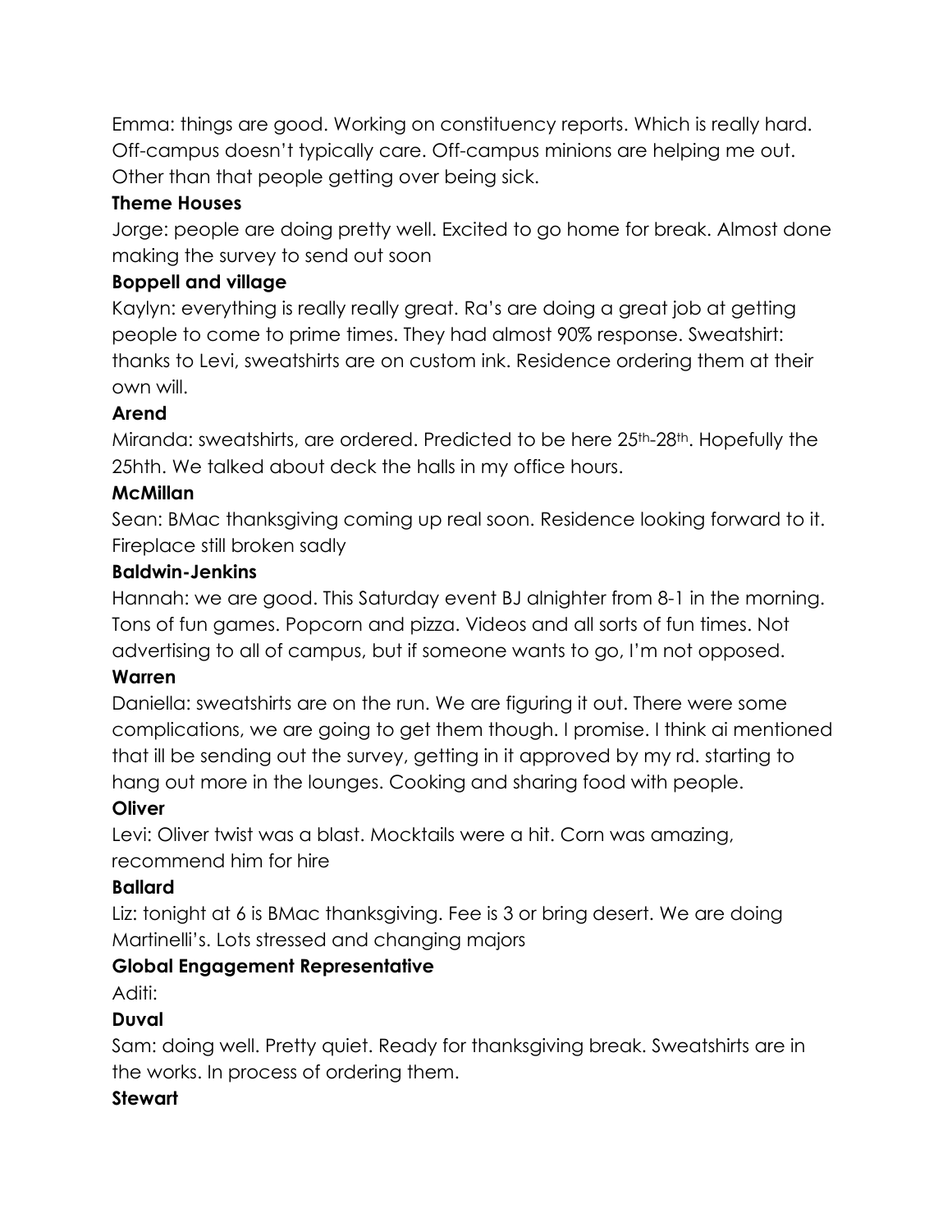Emma: things are good. Working on constituency reports. Which is really hard. Off-campus doesn't typically care. Off-campus minions are helping me out. Other than that people getting over being sick.

**Theme Houses**

Jorge: people are doing pretty well. Excited to go home for break. Almost done making the survey to send out soon

**Boppell and village**

Kaylyn: everything is really really great. Ra's are doing a great job at getting people to come to prime times. They had almost 90% response. Sweatshirt: thanks to Levi, sweatshirts are on custom ink. Residence ordering them at their own will.

**Arend**

Miranda: sweatshirts, are ordered. Predicted to be here 25th-28th. Hopefully the 25hth. We talked about deck the halls in my office hours.

**McMillan**

Sean: BMac thanksgiving coming up real soon. Residence looking forward to it. Fireplace still broken sadly

**Baldwin-Jenkins**

Hannah: we are good. This Saturday event BJ alnighter from 8-1 in the morning. Tons of fun games. Popcorn and pizza. Videos and all sorts of fun times. Not advertising to all of campus, but if someone wants to go, I'm not opposed.

**Warren**

Daniella: sweatshirts are on the run. We are figuring it out. There were some complications, we are going to get them though. I promise. I think ai mentioned that ill be sending out the survey, getting in it approved by my rd. starting to hang out more in the lounges. Cooking and sharing food with people.

**Oliver**

Levi: Oliver twist was a blast. Mocktails were a hit. Corn was amazing, recommend him for hire

**Ballard**

Liz: tonight at 6 is BMac thanksgiving. Fee is 3 or bring desert. We are doing Martinelli's. Lots stressed and changing majors

**Global Engagement Representative**

Aditi:

**Duval**

Sam: doing well. Pretty quiet. Ready for thanksgiving break. Sweatshirts are in the works. In process of ordering them.

**Stewart**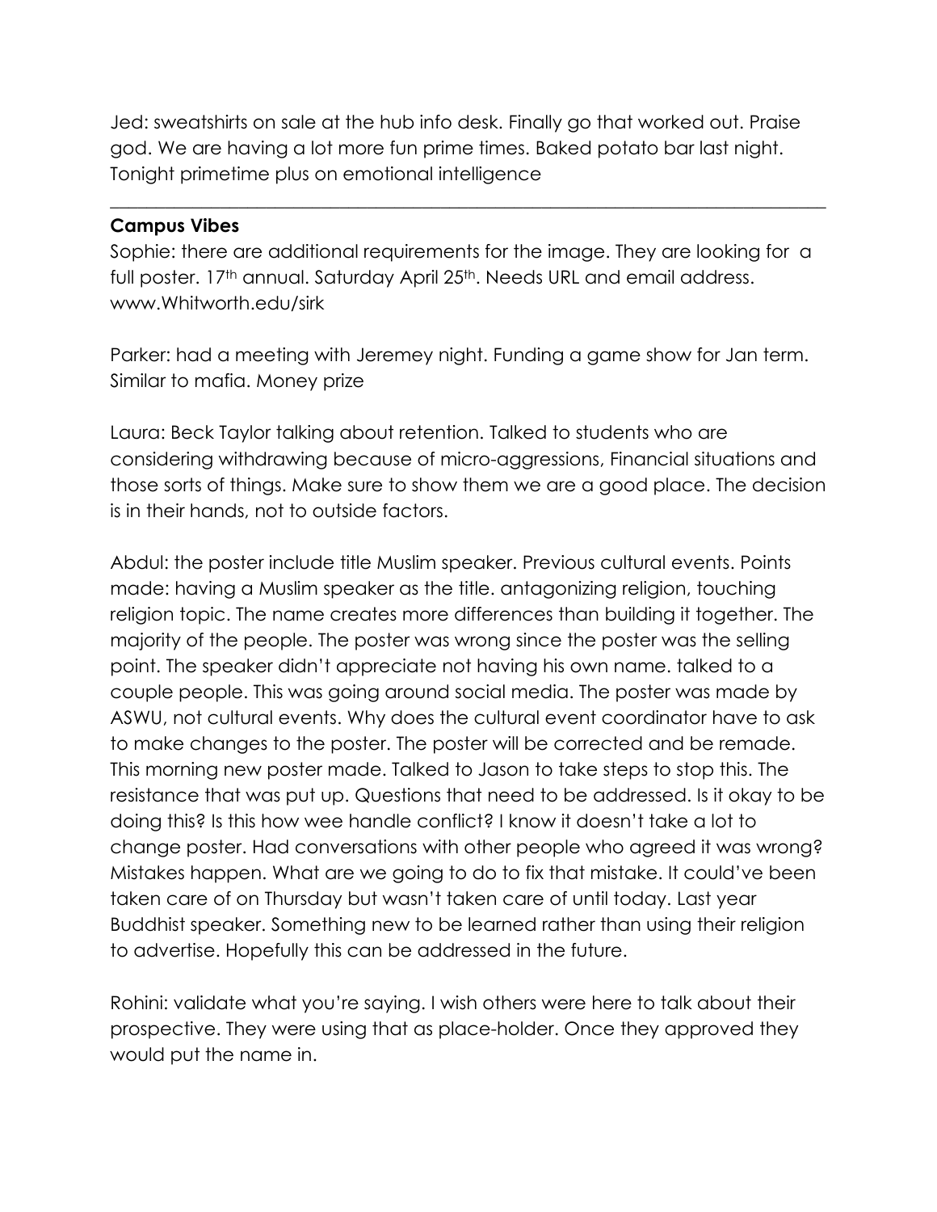Jed: sweatshirts on sale at the hub info desk. Finally go that worked out. Praise god. We are having a lot more fun prime times. Baked potato bar last night. Tonight primetime plus on emotional intelligence

---

**Campus Vibes**

Sophie: there are additional requirements for the image. They are looking for a full poster. 17th annual. Saturday April 25th. Needs URL and email address. www.Whitworth.edu/sirk

Parker: had a meeting with Jeremey night. Funding a game show for Jan term. Similar to mafia. Money prize

Laura: Beck Taylor talking about retention. Talked to students who are considering withdrawing because of micro-aggressions, Financial situations and those sorts of things. Make sure to show them we are a good place. The decision is in their hands, not to outside factors.

Abdul: the poster include title Muslim speaker. Previous cultural events. Points made: having a Muslim speaker as the title. antagonizing religion, touching religion topic. The name creates more differences than building it together. The majority of the people. The poster was wrong since the poster was the selling point. The speaker didn't appreciate not having his own name. talked to a couple people. This was going around social media. The poster was made by ASWU, not cultural events. Why does the cultural event coordinator have to ask to make changes to the poster. The poster will be corrected and be remade. This morning new poster made. Talked to Jason to take steps to stop this. The resistance that was put up. Questions that need to be addressed. Is it okay to be doing this? Is this how wee handle conflict? I know it doesn't take a lot to change poster. Had conversations with other people who agreed it was wrong? Mistakes happen. What are we going to do to fix that mistake. It could've been taken care of on Thursday but wasn't taken care of until today. Last year Buddhist speaker. Something new to be learned rather than using their religion to advertise. Hopefully this can be addressed in the future.

Rohini: validate what you're saying. I wish others were here to talk about their prospective. They were using that as place-holder. Once they approved they would put the name in.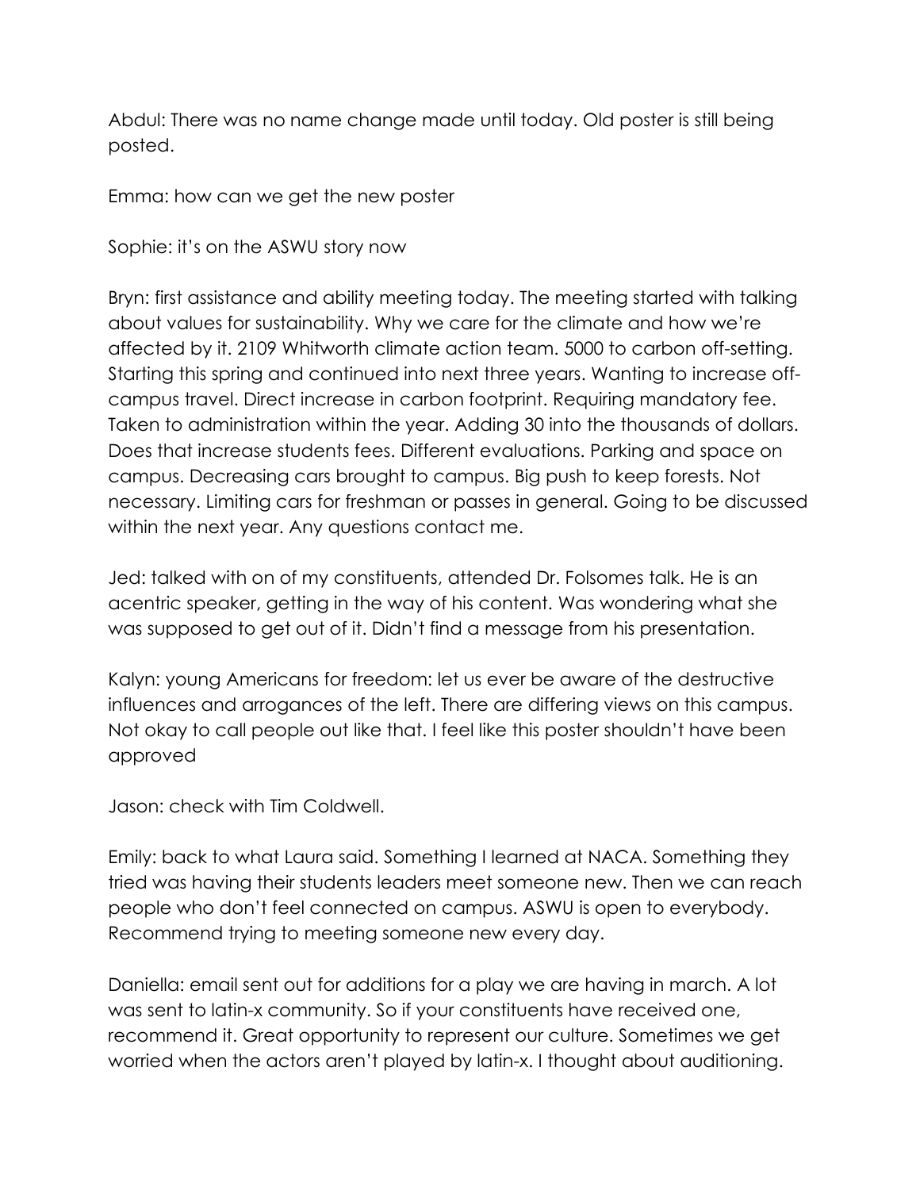Abdul: There was no name change made until today. Old poster is still being posted.

Emma: how can we get the new poster

Sophie: it's on the ASWU story now

Bryn: first assistance and ability meeting today. The meeting started with talking about values for sustainability. Why we care for the climate and how we're affected by it. 2109 Whitworth climate action team. 5000 to carbon off-setting. Starting this spring and continued into next three years. Wanting to increase off-campus travel. Direct increase in carbon footprint. Requiring mandatory fee. Taken to administration within the year. Adding 30 into the thousands of dollars. Does that increase students fees. Different evaluations. Parking and space on campus. Decreasing cars brought to campus. Big push to keep forests. Not necessary. Limiting cars for freshman or passes in general. Going to be discussed within the next year. Any questions contact me.

Jed: talked with on of my constituents, attended Dr. Folsomes talk. He is an acentric speaker, getting in the way of his content. Was wondering what she was supposed to get out of it. Didn't find a message from his presentation.

Kalyn: young Americans for freedom: let us ever be aware of the destructive influences and arrogances of the left. There are differing views on this campus. Not okay to call people out like that. I feel like this poster shouldn't have been approved

Jason: check with Tim Coldwell.

Emily: back to what Laura said. Something I learned at NACA. Something they tried was having their students leaders meet someone new. Then we can reach people who don't feel connected on campus. ASWU is open to everybody. Recommend trying to meeting someone new every day.

Daniella: email sent out for additions for a play we are having in march. A lot was sent to latin-x community. So if your constituents have received one, recommend it. Great opportunity to represent our culture. Sometimes we get worried when the actors aren't played by latin-x. I thought about auditioning.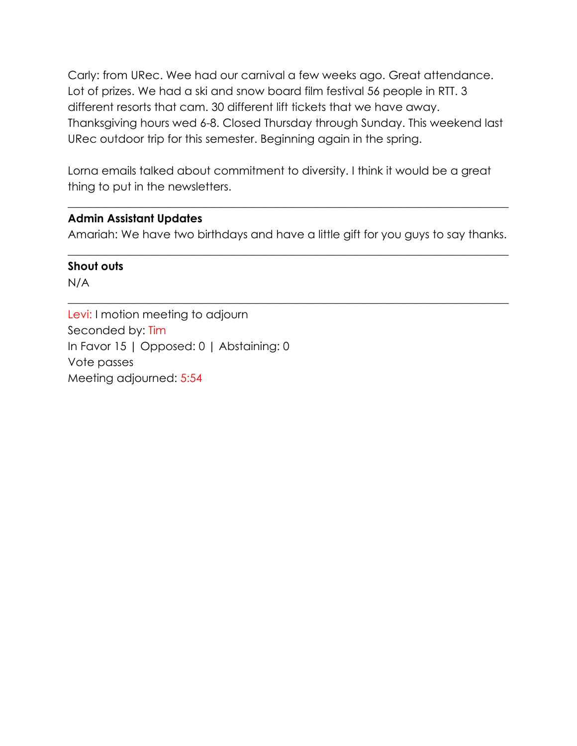Carly: from URec. Wee had our carnival a few weeks ago. Great attendance. Lot of prizes. We had a ski and snow board film festival 56 people in RTT. 3 different resorts that cam. 30 different lift tickets that we have away. Thanksgiving hours wed 6-8. Closed Thursday through Sunday. This weekend last URec outdoor trip for this semester. Beginning again in the spring.

Lorna emails talked about commitment to diversity. I think it would be a great thing to put in the newsletters.

---

**Admin Assistant Updates**

Amariah: We have two birthdays and have a little gift for you guys to say thanks.

---

**Shout outs**

N/A

---

Levi: I motion meeting to adjourn
Seconded by: Tim
In Favor 15 | Opposed: 0 | Abstaining: 0
Vote passes
Meeting adjourned: 5:54